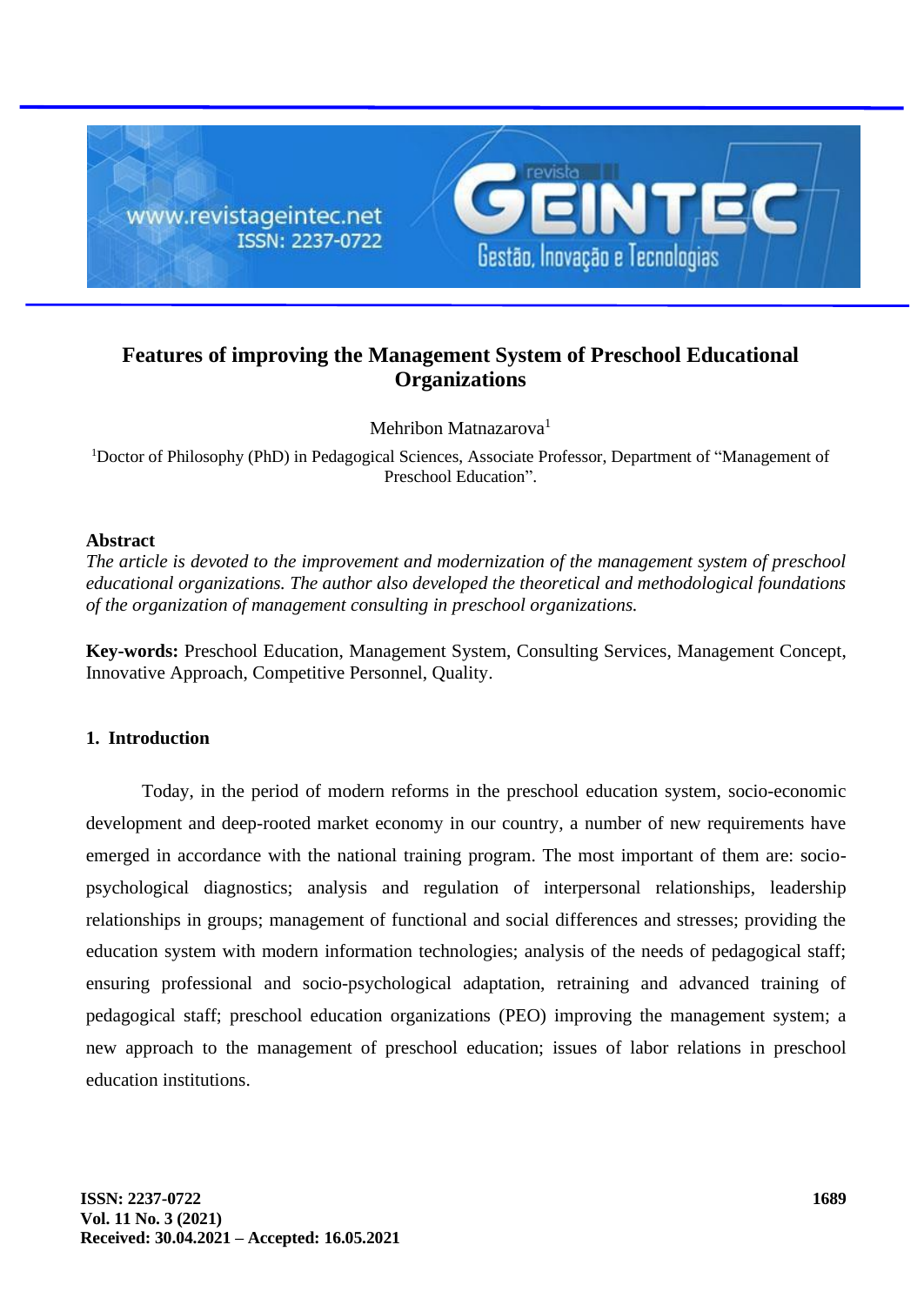# Features of improving the Management System of Preschool Educational Organizations

Mehribon Matnazarova[1]

[1]Doctor of Philosophy (PhD) in Pedagogical Sciences, Associate Professor, Department of "Management of Preschool Education".

## Abstract

*The article is devoted to the improvement and modernization of the management system of preschool educational organizations. The author also developed the theoretical and methodological foundations of the organization of management consulting in preschool organizations.*

**Key-words:** Preschool Education, Management System, Consulting Services, Management Concept, Innovative Approach, Competitive Personnel, Quality.

## 1. Introduction

Today, in the period of modern reforms in the preschool education system, socio-economic development and deep-rooted market economy in our country, a number of new requirements have emerged in accordance with the national training program. The most important of them are: socio-psychological diagnostics; analysis and regulation of interpersonal relationships, leadership relationships in groups; management of functional and social differences and stresses; providing the education system with modern information technologies; analysis of the needs of pedagogical staff; ensuring professional and socio-psychological adaptation, retraining and advanced training of pedagogical staff; preschool education organizations (PEO) improving the management system; a new approach to the management of preschool education; issues of labor relations in preschool education institutions.

Received: 30.04.2021 – Accepted: 16.05.2021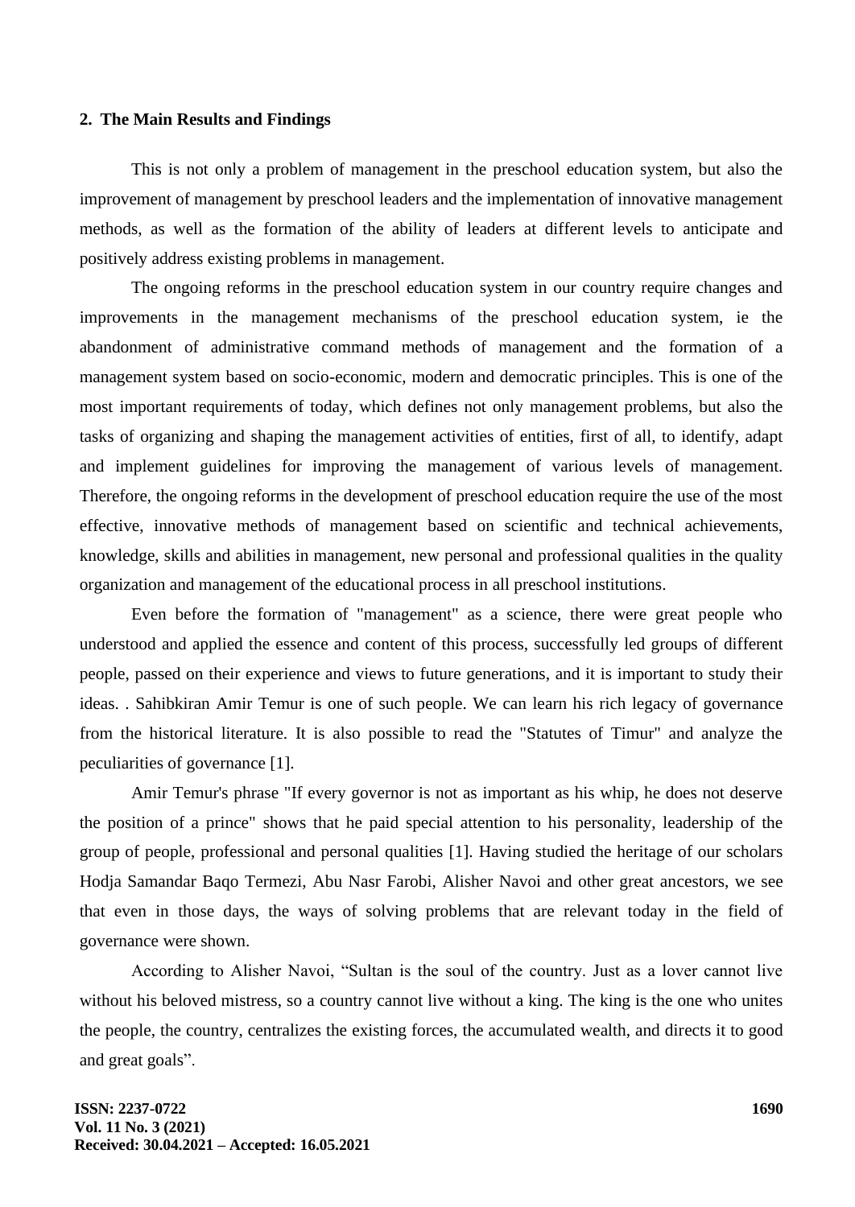## 2. The Main Results and Findings

This is not only a problem of management in the preschool education system, but also the improvement of management by preschool leaders and the implementation of innovative management methods, as well as the formation of the ability of leaders at different levels to anticipate and positively address existing problems in management.

The ongoing reforms in the preschool education system in our country require changes and improvements in the management mechanisms of the preschool education system, ie the abandonment of administrative command methods of management and the formation of a management system based on socio-economic, modern and democratic principles. This is one of the most important requirements of today, which defines not only management problems, but also the tasks of organizing and shaping the management activities of entities, first of all, to identify, adapt and implement guidelines for improving the management of various levels of management. Therefore, the ongoing reforms in the development of preschool education require the use of the most effective, innovative methods of management based on scientific and technical achievements, knowledge, skills and abilities in management, new personal and professional qualities in the quality organization and management of the educational process in all preschool institutions.

Even before the formation of "management" as a science, there were great people who understood and applied the essence and content of this process, successfully led groups of different people, passed on their experience and views to future generations, and it is important to study their ideas. . Sahibkiran Amir Temur is one of such people. We can learn his rich legacy of governance from the historical literature. It is also possible to read the "Statutes of Timur" and analyze the peculiarities of governance [1].

Amir Temur's phrase "If every governor is not as important as his whip, he does not deserve the position of a prince" shows that he paid special attention to his personality, leadership of the group of people, professional and personal qualities [1]. Having studied the heritage of our scholars Hodja Samandar Baqo Termezi, Abu Nasr Farobi, Alisher Navoi and other great ancestors, we see that even in those days, the ways of solving problems that are relevant today in the field of governance were shown.

According to Alisher Navoi, "Sultan is the soul of the country. Just as a lover cannot live without his beloved mistress, so a country cannot live without a king. The king is the one who unites the people, the country, centralizes the existing forces, the accumulated wealth, and directs it to good and great goals".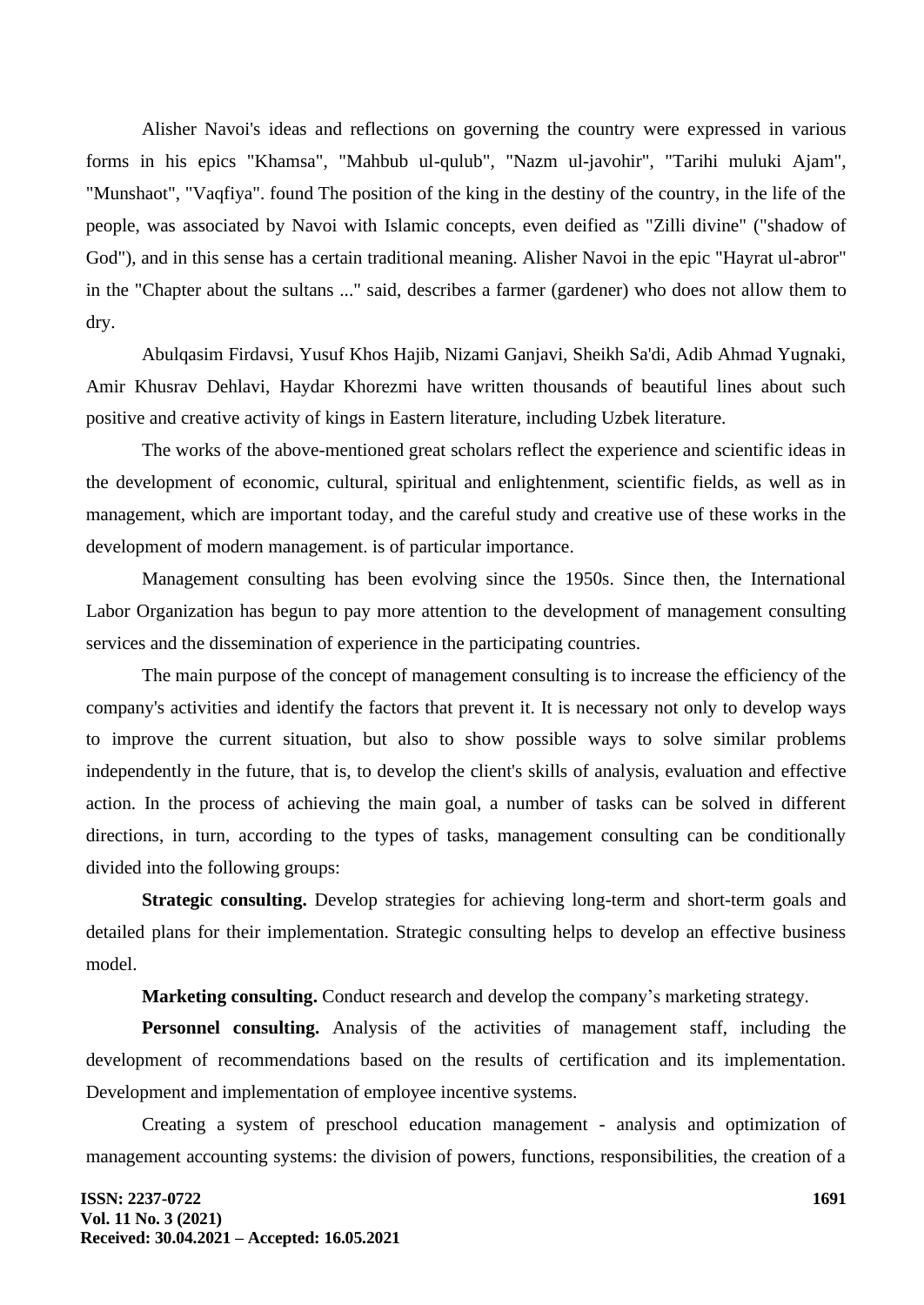Alisher Navoi's ideas and reflections on governing the country were expressed in various forms in his epics "Khamsa", "Mahbub ul-qulub", "Nazm ul-javohir", "Tarihi muluki Ajam", "Munshaot", "Vaqfiya". found The position of the king in the destiny of the country, in the life of the people, was associated by Navoi with Islamic concepts, even deified as "Zilli divine" ("shadow of God"), and in this sense has a certain traditional meaning. Alisher Navoi in the epic "Hayrat ul-abror" in the "Chapter about the sultans ..." said, describes a farmer (gardener) who does not allow them to dry.

Abulqasim Firdavsi, Yusuf Khos Hajib, Nizami Ganjavi, Sheikh Sa'di, Adib Ahmad Yugnaki, Amir Khusrav Dehlavi, Haydar Khorezmi have written thousands of beautiful lines about such positive and creative activity of kings in Eastern literature, including Uzbek literature.

The works of the above-mentioned great scholars reflect the experience and scientific ideas in the development of economic, cultural, spiritual and enlightenment, scientific fields, as well as in management, which are important today, and the careful study and creative use of these works in the development of modern management. is of particular importance.

Management consulting has been evolving since the 1950s. Since then, the International Labor Organization has begun to pay more attention to the development of management consulting services and the dissemination of experience in the participating countries.

The main purpose of the concept of management consulting is to increase the efficiency of the company's activities and identify the factors that prevent it. It is necessary not only to develop ways to improve the current situation, but also to show possible ways to solve similar problems independently in the future, that is, to develop the client's skills of analysis, evaluation and effective action. In the process of achieving the main goal, a number of tasks can be solved in different directions, in turn, according to the types of tasks, management consulting can be conditionally divided into the following groups:

**Strategic consulting.** Develop strategies for achieving long-term and short-term goals and detailed plans for their implementation. Strategic consulting helps to develop an effective business model.

**Marketing consulting.** Conduct research and develop the company's marketing strategy.

**Personnel consulting.** Analysis of the activities of management staff, including the development of recommendations based on the results of certification and its implementation. Development and implementation of employee incentive systems.

Creating a system of preschool education management - analysis and optimization of management accounting systems: the division of powers, functions, responsibilities, the creation of a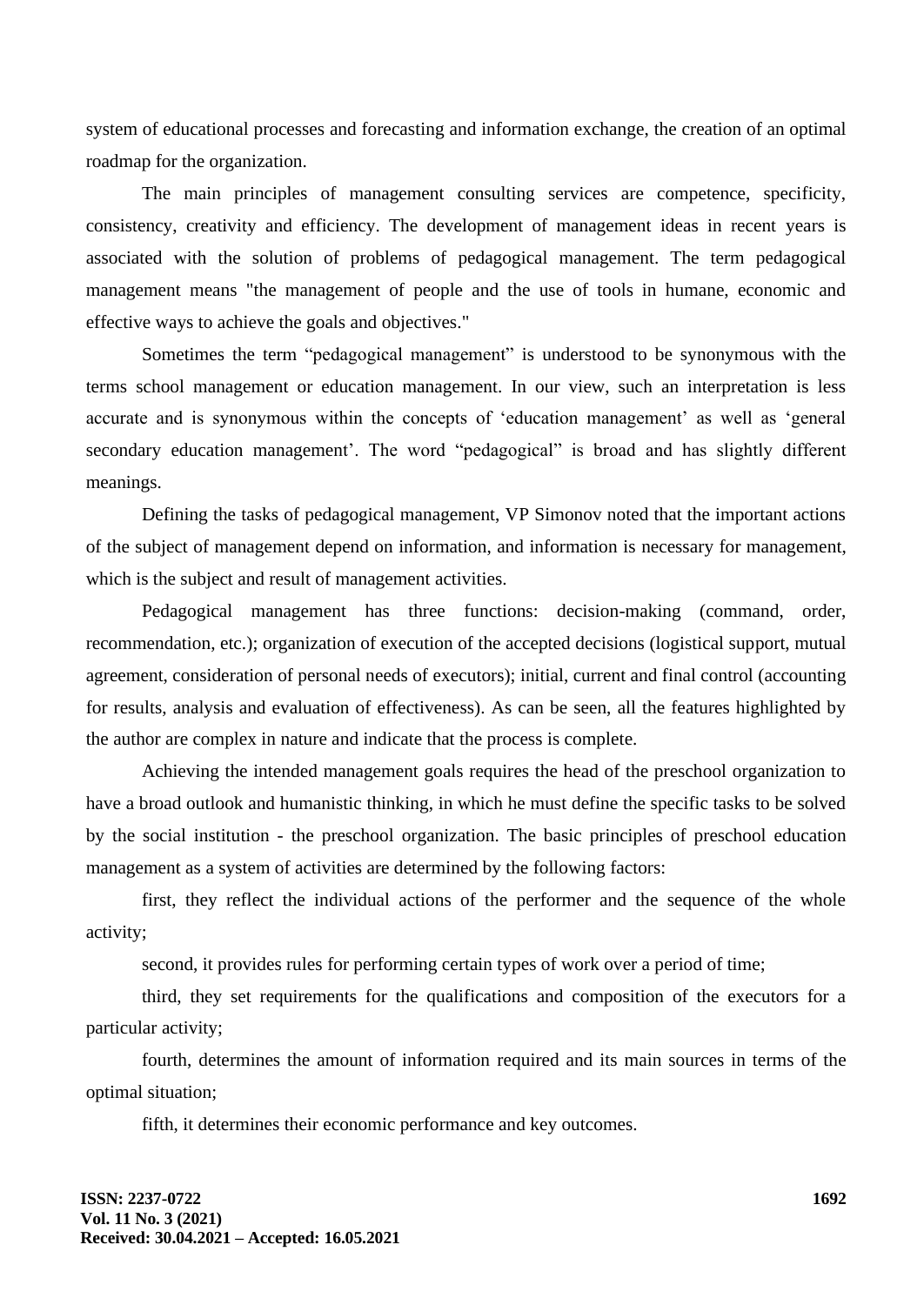system of educational processes and forecasting and information exchange, the creation of an optimal roadmap for the organization.

The main principles of management consulting services are competence, specificity, consistency, creativity and efficiency. The development of management ideas in recent years is associated with the solution of problems of pedagogical management. The term pedagogical management means "the management of people and the use of tools in humane, economic and effective ways to achieve the goals and objectives."

Sometimes the term "pedagogical management" is understood to be synonymous with the terms school management or education management. In our view, such an interpretation is less accurate and is synonymous within the concepts of 'education management' as well as 'general secondary education management'. The word "pedagogical" is broad and has slightly different meanings.

Defining the tasks of pedagogical management, VP Simonov noted that the important actions of the subject of management depend on information, and information is necessary for management, which is the subject and result of management activities.

Pedagogical management has three functions: decision-making (command, order, recommendation, etc.); organization of execution of the accepted decisions (logistical support, mutual agreement, consideration of personal needs of executors); initial, current and final control (accounting for results, analysis and evaluation of effectiveness). As can be seen, all the features highlighted by the author are complex in nature and indicate that the process is complete.

Achieving the intended management goals requires the head of the preschool organization to have a broad outlook and humanistic thinking, in which he must define the specific tasks to be solved by the social institution - the preschool organization. The basic principles of preschool education management as a system of activities are determined by the following factors:

first, they reflect the individual actions of the performer and the sequence of the whole activity;

second, it provides rules for performing certain types of work over a period of time;

third, they set requirements for the qualifications and composition of the executors for a particular activity;

fourth, determines the amount of information required and its main sources in terms of the optimal situation;

fifth, it determines their economic performance and key outcomes.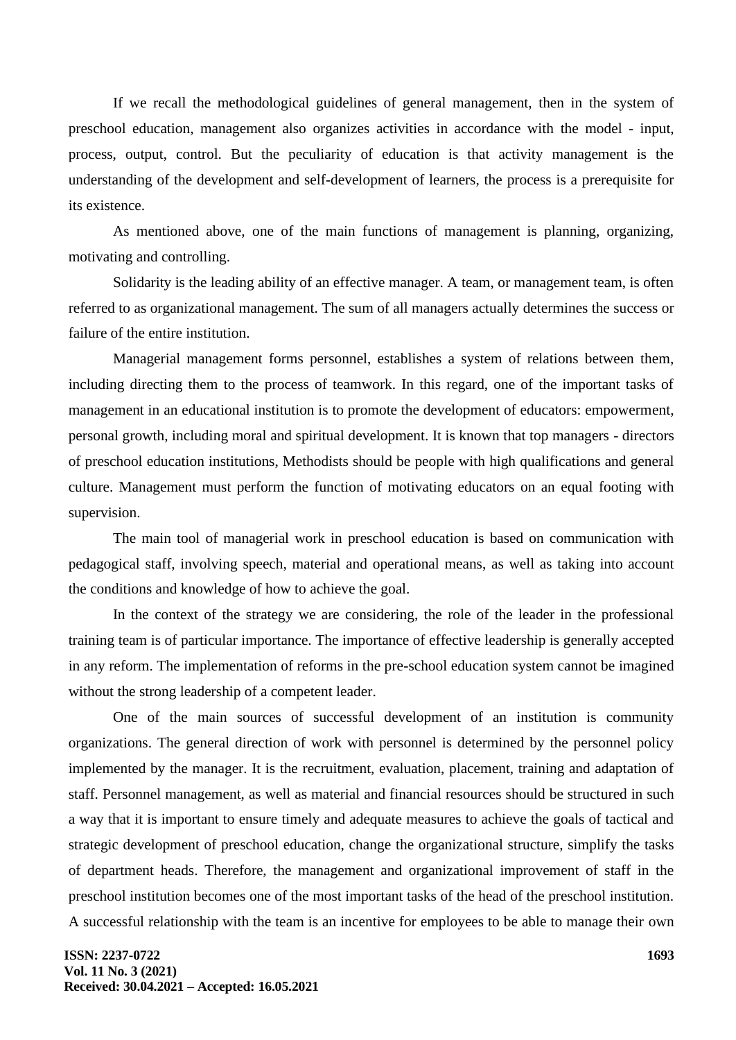If we recall the methodological guidelines of general management, then in the system of preschool education, management also organizes activities in accordance with the model - input, process, output, control. But the peculiarity of education is that activity management is the understanding of the development and self-development of learners, the process is a prerequisite for its existence.

As mentioned above, one of the main functions of management is planning, organizing, motivating and controlling.

Solidarity is the leading ability of an effective manager. A team, or management team, is often referred to as organizational management. The sum of all managers actually determines the success or failure of the entire institution.

Managerial management forms personnel, establishes a system of relations between them, including directing them to the process of teamwork. In this regard, one of the important tasks of management in an educational institution is to promote the development of educators: empowerment, personal growth, including moral and spiritual development. It is known that top managers - directors of preschool education institutions, Methodists should be people with high qualifications and general culture. Management must perform the function of motivating educators on an equal footing with supervision.

The main tool of managerial work in preschool education is based on communication with pedagogical staff, involving speech, material and operational means, as well as taking into account the conditions and knowledge of how to achieve the goal.

In the context of the strategy we are considering, the role of the leader in the professional training team is of particular importance. The importance of effective leadership is generally accepted in any reform. The implementation of reforms in the pre-school education system cannot be imagined without the strong leadership of a competent leader.

One of the main sources of successful development of an institution is community organizations. The general direction of work with personnel is determined by the personnel policy implemented by the manager. It is the recruitment, evaluation, placement, training and adaptation of staff. Personnel management, as well as material and financial resources should be structured in such a way that it is important to ensure timely and adequate measures to achieve the goals of tactical and strategic development of preschool education, change the organizational structure, simplify the tasks of department heads. Therefore, the management and organizational improvement of staff in the preschool institution becomes one of the most important tasks of the head of the preschool institution. A successful relationship with the team is an incentive for employees to be able to manage their own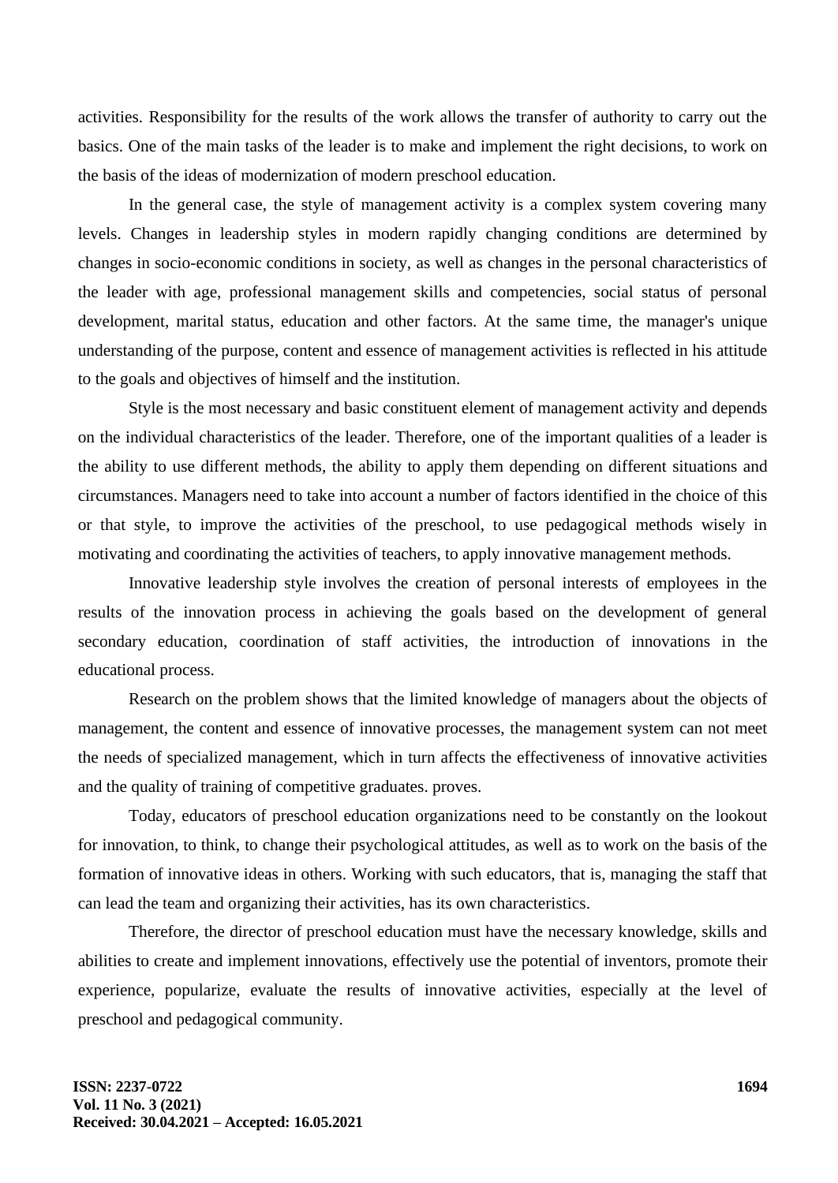activities. Responsibility for the results of the work allows the transfer of authority to carry out the basics. One of the main tasks of the leader is to make and implement the right decisions, to work on the basis of the ideas of modernization of modern preschool education.

In the general case, the style of management activity is a complex system covering many levels. Changes in leadership styles in modern rapidly changing conditions are determined by changes in socio-economic conditions in society, as well as changes in the personal characteristics of the leader with age, professional management skills and competencies, social status of personal development, marital status, education and other factors. At the same time, the manager's unique understanding of the purpose, content and essence of management activities is reflected in his attitude to the goals and objectives of himself and the institution.

Style is the most necessary and basic constituent element of management activity and depends on the individual characteristics of the leader. Therefore, one of the important qualities of a leader is the ability to use different methods, the ability to apply them depending on different situations and circumstances. Managers need to take into account a number of factors identified in the choice of this or that style, to improve the activities of the preschool, to use pedagogical methods wisely in motivating and coordinating the activities of teachers, to apply innovative management methods.

Innovative leadership style involves the creation of personal interests of employees in the results of the innovation process in achieving the goals based on the development of general secondary education, coordination of staff activities, the introduction of innovations in the educational process.

Research on the problem shows that the limited knowledge of managers about the objects of management, the content and essence of innovative processes, the management system can not meet the needs of specialized management, which in turn affects the effectiveness of innovative activities and the quality of training of competitive graduates. proves.

Today, educators of preschool education organizations need to be constantly on the lookout for innovation, to think, to change their psychological attitudes, as well as to work on the basis of the formation of innovative ideas in others. Working with such educators, that is, managing the staff that can lead the team and organizing their activities, has its own characteristics.

Therefore, the director of preschool education must have the necessary knowledge, skills and abilities to create and implement innovations, effectively use the potential of inventors, promote their experience, popularize, evaluate the results of innovative activities, especially at the level of preschool and pedagogical community.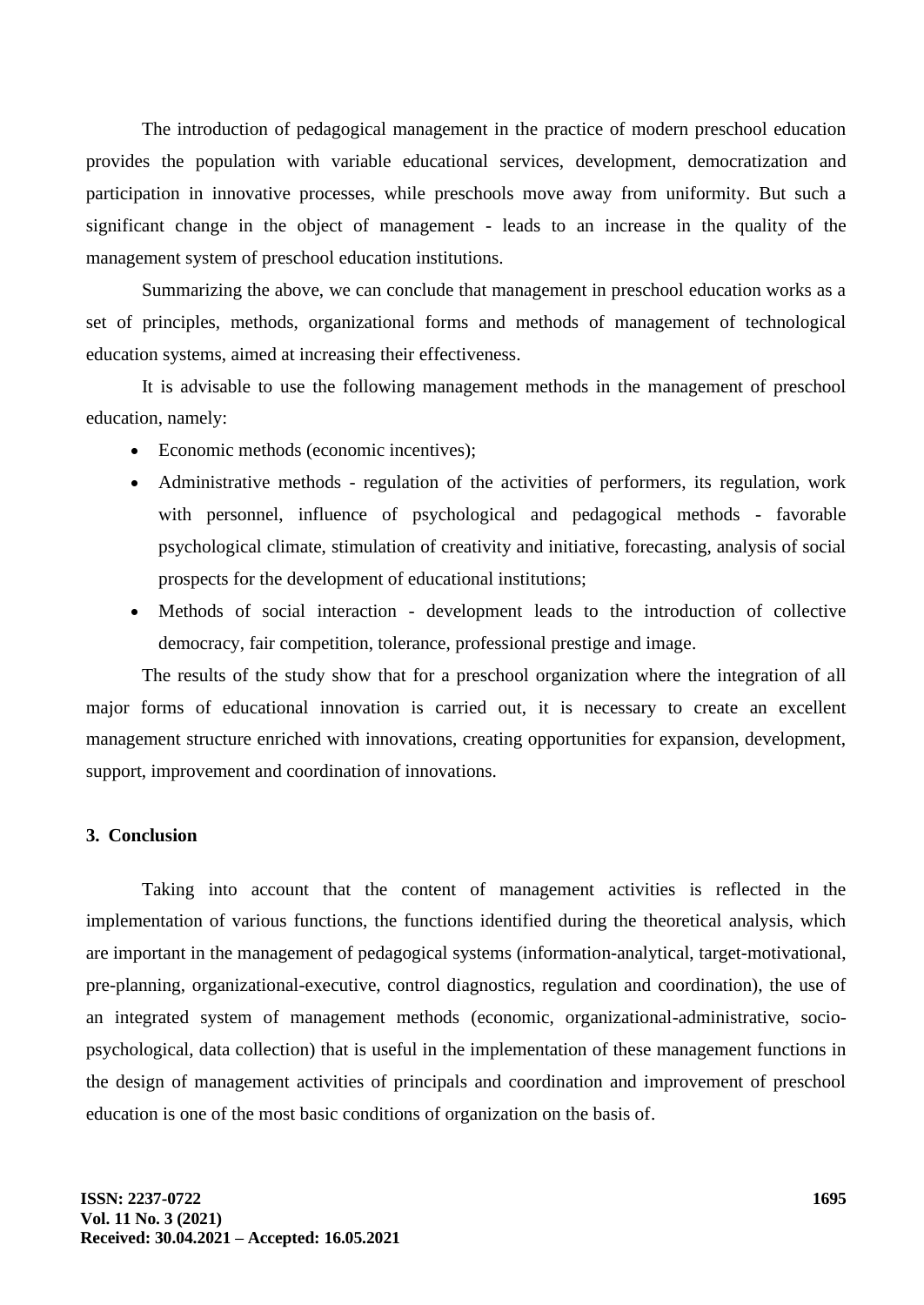The introduction of pedagogical management in the practice of modern preschool education provides the population with variable educational services, development, democratization and participation in innovative processes, while preschools move away from uniformity. But such a significant change in the object of management - leads to an increase in the quality of the management system of preschool education institutions.

Summarizing the above, we can conclude that management in preschool education works as a set of principles, methods, organizational forms and methods of management of technological education systems, aimed at increasing their effectiveness.

It is advisable to use the following management methods in the management of preschool education, namely:

- Economic methods (economic incentives);
- Administrative methods - regulation of the activities of performers, its regulation, work with personnel, influence of psychological and pedagogical methods - favorable psychological climate, stimulation of creativity and initiative, forecasting, analysis of social prospects for the development of educational institutions;
- Methods of social interaction - development leads to the introduction of collective democracy, fair competition, tolerance, professional prestige and image.

The results of the study show that for a preschool organization where the integration of all major forms of educational innovation is carried out, it is necessary to create an excellent management structure enriched with innovations, creating opportunities for expansion, development, support, improvement and coordination of innovations.

## 3. Conclusion

Taking into account that the content of management activities is reflected in the implementation of various functions, the functions identified during the theoretical analysis, which are important in the management of pedagogical systems (information-analytical, target-motivational, pre-planning, organizational-executive, control diagnostics, regulation and coordination), the use of an integrated system of management methods (economic, organizational-administrative, socio-psychological, data collection) that is useful in the implementation of these management functions in the design of management activities of principals and coordination and improvement of preschool education is one of the most basic conditions of organization on the basis of.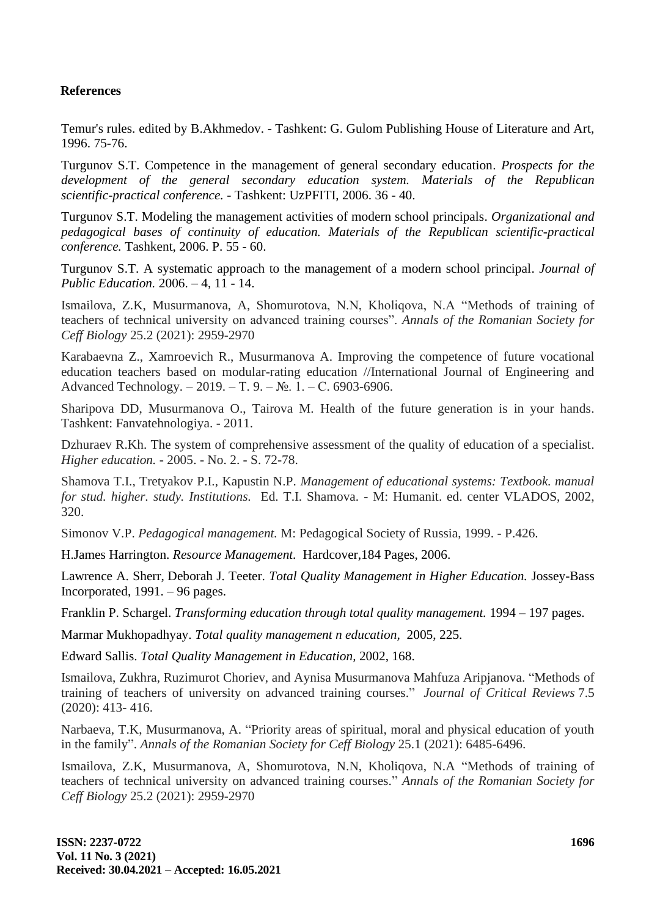**References**

Temur's rules. edited by B.Akhmedov. - Tashkent: G. Gulom Publishing House of Literature and Art, 1996. 75-76.

Turgunov S.T. Competence in the management of general secondary education. *Prospects for the development of the general secondary education system. Materials of the Republican scientific-practical conference.* - Tashkent: UzPFITI, 2006. 36 - 40.

Turgunov S.T. Modeling the management activities of modern school principals. *Organizational and pedagogical bases of continuity of education. Materials of the Republican scientific-practical conference.* Tashkent, 2006. P. 55 - 60.

Turgunov S.T. A systematic approach to the management of a modern school principal. *Journal of Public Education.* 2006. – 4, 11 - 14.

Ismailova, Z.K, Musurmanova, A, Shomurotova, N.N, Kholiqova, N.A "Methods of training of teachers of technical university on advanced training courses". *Annals of the Romanian Society for Ceff Biology* 25.2 (2021): 2959-2970

Karabaevna Z., Xamroevich R., Musurmanova A. Improving the competence of future vocational education teachers based on modular-rating education //International Journal of Engineering and Advanced Technology. – 2019. – Т. 9. – №. 1. – С. 6903-6906.

Sharipova DD, Musurmanova O., Tairova M. Health of the future generation is in your hands. Tashkent: Fanvatehnologiya. - 2011.

Dzhuraev R.Kh. The system of comprehensive assessment of the quality of education of a specialist. *Higher education.* - 2005. - No. 2. - S. 72-78.

Shamova T.I., Tretyakov P.I., Kapustin N.P. *Management of educational systems: Textbook. manual for stud. higher. study. Institutions.* Ed. T.I. Shamova. - M: Humanit. ed. center VLADOS, 2002, 320.

Simonov V.P. *Pedagogical management.* M: Pedagogical Society of Russia, 1999. - P.426.

H.James Harrington. *Resource Management.* Hardcover,184 Pages, 2006.

Lawrence A. Sherr, Deborah J. Teeter. *Total Quality Management in Higher Education.* Jossey-Bass Incorporated, 1991. – 96 pages.

Franklin P. Schargel. *Transforming education through total quality management.* 1994 – 197 pages.

Marmar Mukhopadhyay. *Total quality management n education,* 2005, 225.

Edward Sallis. *Total Quality Management in Education,* 2002, 168.

Ismailova, Zukhra, Ruzimurot Choriev, and Aynisa Musurmanova Mahfuza Aripjanova. "Methods of training of teachers of university on advanced training courses." *Journal of Critical Reviews* 7.5 (2020): 413- 416.

Narbaeva, T.K, Musurmanova, A. "Priority areas of spiritual, moral and physical education of youth in the family". *Annals of the Romanian Society for Ceff Biology* 25.1 (2021): 6485-6496.

Ismailova, Z.K, Musurmanova, A, Shomurotova, N.N, Kholiqova, N.A "Methods of training of teachers of technical university on advanced training courses." *Annals of the Romanian Society for Ceff Biology* 25.2 (2021): 2959-2970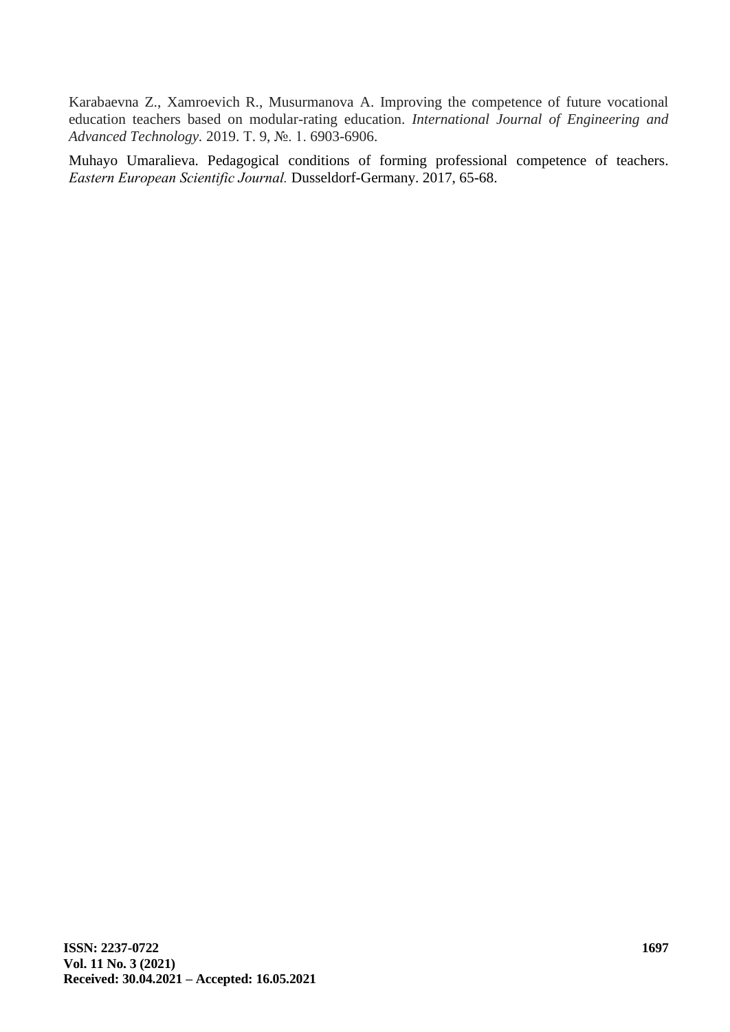Karabaevna Z., Xamroevich R., Musurmanova A. Improving the competence of future vocational education teachers based on modular-rating education. *International Journal of Engineering and Advanced Technology.* 2019. Т. 9, №. 1. 6903-6906.

Muhayo Umaralieva. Pedagogical conditions of forming professional competence of teachers. *Eastern European Scientific Journal.* Dusseldorf-Germany. 2017, 65-68.